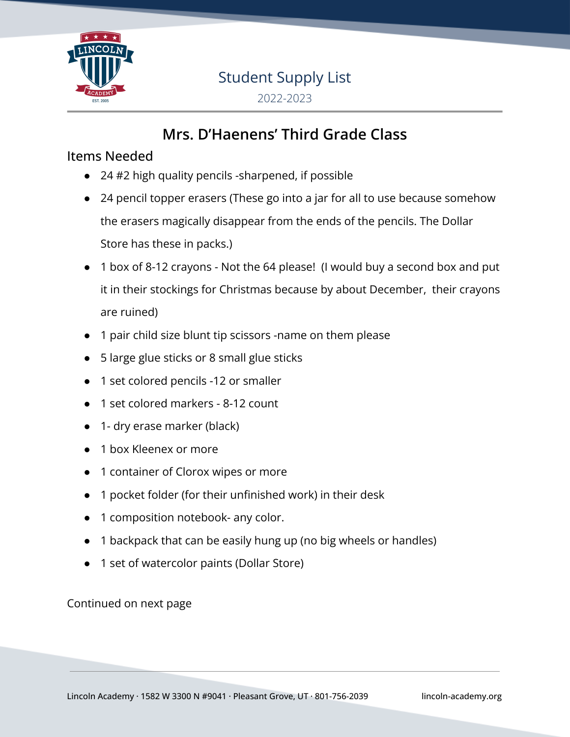# Student Supply List

2022-2023

## Mrs. D'Haenens' Third Grade Class

### Items Needed

- 24 #2 high quality pencils -sharpened, if possible
- 24 pencil topper erasers (These go into a jar for all to use because somehow the erasers magically disappear from the ends of the pencils. The Dollar Store has these in packs.)
- 1 box of 8-12 crayons - Not the 64 please! (I would buy a second box and put it in their stockings for Christmas because by about December, their crayons are ruined)
- 1 pair child size blunt tip scissors -name on them please
- 5 large glue sticks or 8 small glue sticks
- 1 set colored pencils -12 or smaller
- 1 set colored markers - 8-12 count
- 1- dry erase marker (black)
- 1 box Kleenex or more
- 1 container of Clorox wipes or more
- 1 pocket folder (for their unfinished work) in their desk
- 1 composition notebook- any color.
- 1 backpack that can be easily hung up (no big wheels or handles)
- 1 set of watercolor paints (Dollar Store)

Continued on next page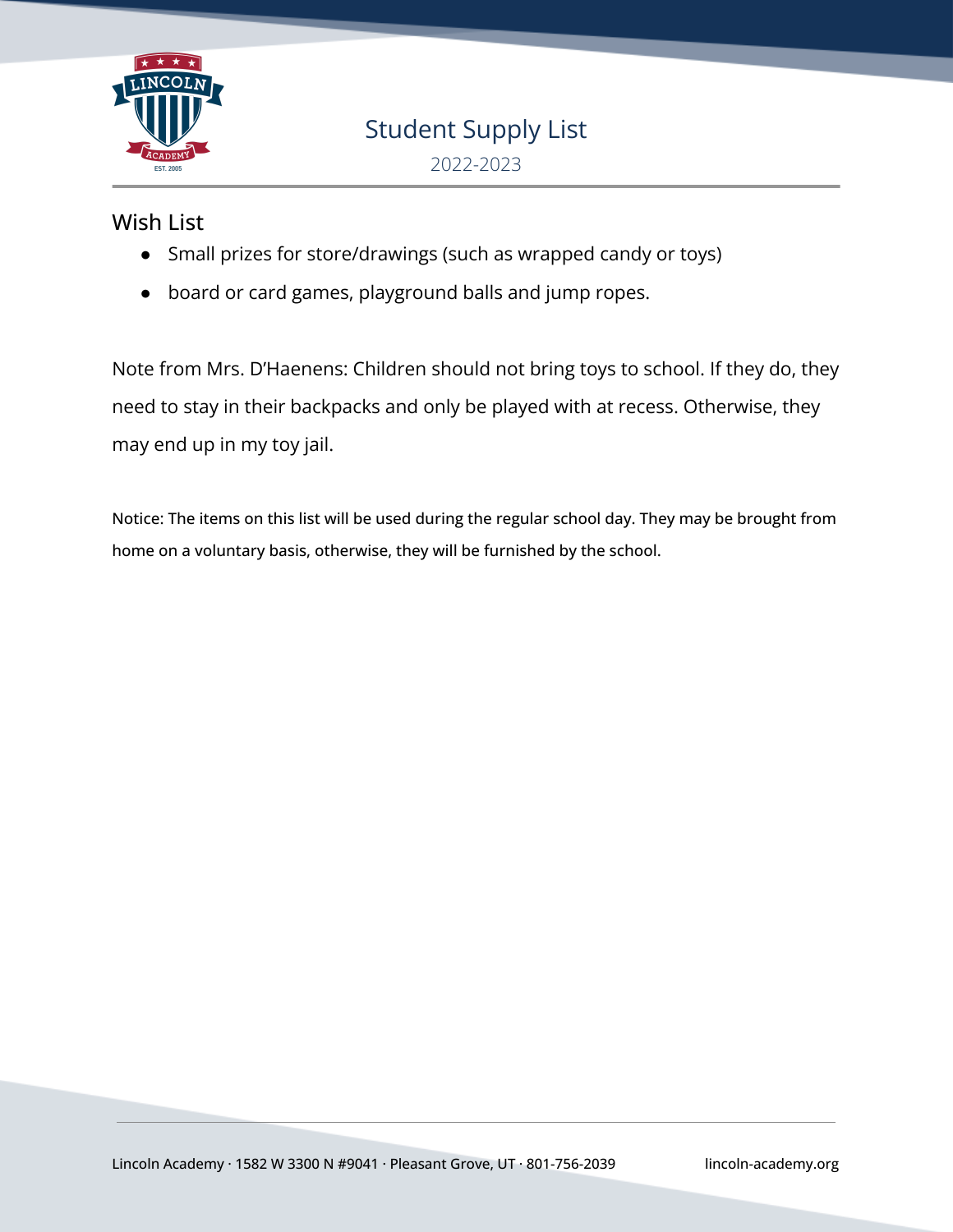## Wish List

- Small prizes for store/drawings (such as wrapped candy or toys)
- board or card games, playground balls and jump ropes.

Note from Mrs. D'Haenens: Children should not bring toys to school. If they do, they need to stay in their backpacks and only be played with at recess. Otherwise, they may end up in my toy jail.

Notice: The items on this list will be used during the regular school day. They may be brought from home on a voluntary basis, otherwise, they will be furnished by the school.